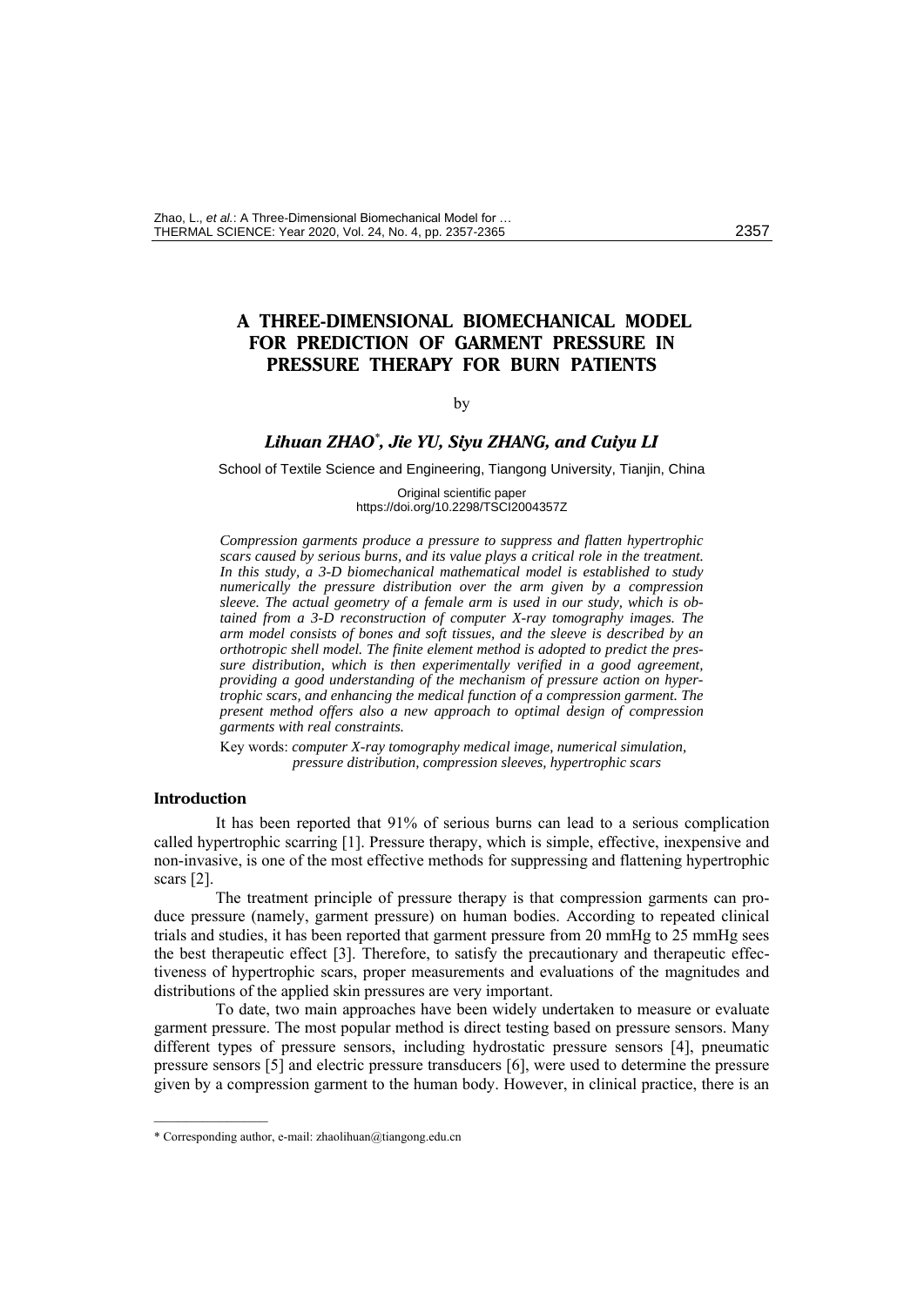# A THREE-DIMENSIONAL BIOMECHANICAL MODEL FOR PREDICTION OF GARMENT PRESSURE IN PRESSURE THERAPY FOR BURN PATIENTS

by

***Lihuan ZHAO*** [*] ***, Jie YU, Siyu ZHANG, and Cuiyu LI***

School of Textile Science and Engineering, Tiangong University, Tianjin, China

Original scientific paper
https://doi.org/10.2298/TSCI2004357Z

*Compression garments produce a pressure to suppress and flatten hypertrophic scars caused by serious burns, and its value plays a critical role in the treatment. In this study, a 3-D biomechanical mathematical model is established to study numerically the pressure distribution over the arm given by a compression sleeve. The actual geometry of a female arm is used in our study, which is obtained from a 3-D reconstruction of computer X-ray tomography images. The arm model consists of bones and soft tissues, and the sleeve is described by an orthotropic shell model. The finite element method is adopted to predict the pressure distribution, which is then experimentally verified in a good agreement, providing a good understanding of the mechanism of pressure action on hypertrophic scars, and enhancing the medical function of a compression garment. The present method offers also a new approach to optimal design of compression garments with real constraints.*

Key words: *computer X-ray tomography medical image, numerical simulation, pressure distribution, compression sleeves, hypertrophic scars*

## Introduction

It has been reported that 91% of serious burns can lead to a serious complication called hypertrophic scarring [1]. Pressure therapy, which is simple, effective, inexpensive and non-invasive, is one of the most effective methods for suppressing and flattening hypertrophic scars [2].

The treatment principle of pressure therapy is that compression garments can produce pressure (namely, garment pressure) on human bodies. According to repeated clinical trials and studies, it has been reported that garment pressure from 20 mmHg to 25 mmHg sees the best therapeutic effect [3]. Therefore, to satisfy the precautionary and therapeutic effectiveness of hypertrophic scars, proper measurements and evaluations of the magnitudes and distributions of the applied skin pressures are very important.

To date, two main approaches have been widely undertaken to measure or evaluate garment pressure. The most popular method is direct testing based on pressure sensors. Many different types of pressure sensors, including hydrostatic pressure sensors [4], pneumatic pressure sensors [5] and electric pressure transducers [6], were used to determine the pressure given by a compression garment to the human body. However, in clinical practice, there is an

---

\* Corresponding author, e-mail: zhaolihuan@tiangong.edu.cn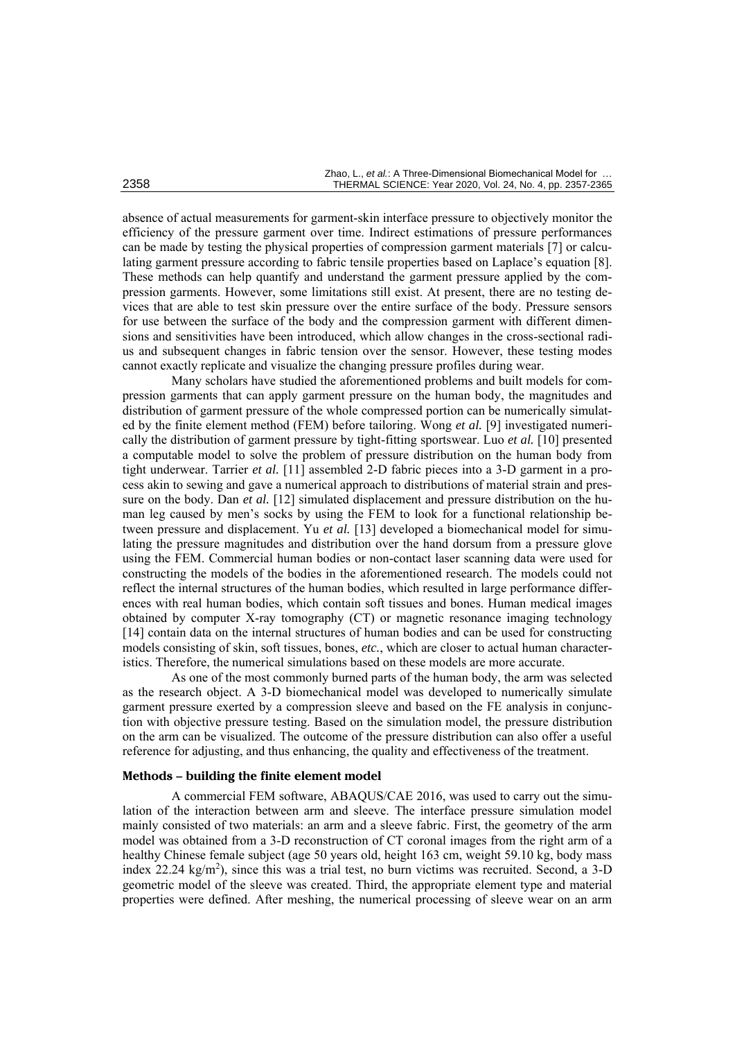absence of actual measurements for garment-skin interface pressure to objectively monitor the efficiency of the pressure garment over time. Indirect estimations of pressure performances can be made by testing the physical properties of compression garment materials [7] or calculating garment pressure according to fabric tensile properties based on Laplace's equation [8]. These methods can help quantify and understand the garment pressure applied by the compression garments. However, some limitations still exist. At present, there are no testing devices that are able to test skin pressure over the entire surface of the body. Pressure sensors for use between the surface of the body and the compression garment with different dimensions and sensitivities have been introduced, which allow changes in the cross-sectional radius and subsequent changes in fabric tension over the sensor. However, these testing modes cannot exactly replicate and visualize the changing pressure profiles during wear.

Many scholars have studied the aforementioned problems and built models for compression garments that can apply garment pressure on the human body, the magnitudes and distribution of garment pressure of the whole compressed portion can be numerically simulated by the finite element method (FEM) before tailoring. Wong *et al.* [9] investigated numerically the distribution of garment pressure by tight-fitting sportswear. Luo *et al.* [10] presented a computable model to solve the problem of pressure distribution on the human body from tight underwear. Tarrier *et al.* [11] assembled 2-D fabric pieces into a 3-D garment in a process akin to sewing and gave a numerical approach to distributions of material strain and pressure on the body. Dan *et al.* [12] simulated displacement and pressure distribution on the human leg caused by men's socks by using the FEM to look for a functional relationship between pressure and displacement. Yu *et al.* [13] developed a biomechanical model for simulating the pressure magnitudes and distribution over the hand dorsum from a pressure glove using the FEM. Commercial human bodies or non-contact laser scanning data were used for constructing the models of the bodies in the aforementioned research. The models could not reflect the internal structures of the human bodies, which resulted in large performance differences with real human bodies, which contain soft tissues and bones. Human medical images obtained by computer X-ray tomography (CT) or magnetic resonance imaging technology [14] contain data on the internal structures of human bodies and can be used for constructing models consisting of skin, soft tissues, bones, *etc.*, which are closer to actual human characteristics. Therefore, the numerical simulations based on these models are more accurate.

As one of the most commonly burned parts of the human body, the arm was selected as the research object. A 3-D biomechanical model was developed to numerically simulate garment pressure exerted by a compression sleeve and based on the FE analysis in conjunction with objective pressure testing. Based on the simulation model, the pressure distribution on the arm can be visualized. The outcome of the pressure distribution can also offer a useful reference for adjusting, and thus enhancing, the quality and effectiveness of the treatment.

## Methods – building the finite element model

A commercial FEM software, ABAQUS/CAE 2016, was used to carry out the simulation of the interaction between arm and sleeve. The interface pressure simulation model mainly consisted of two materials: an arm and a sleeve fabric. First, the geometry of the arm model was obtained from a 3-D reconstruction of CT coronal images from the right arm of a healthy Chinese female subject (age 50 years old, height 163 cm, weight 59.10 kg, body mass index 22.24 $kg/m^2$), since this was a trial test, no burn victims was recruited. Second, a 3-D geometric model of the sleeve was created. Third, the appropriate element type and material properties were defined. After meshing, the numerical processing of sleeve wear on an arm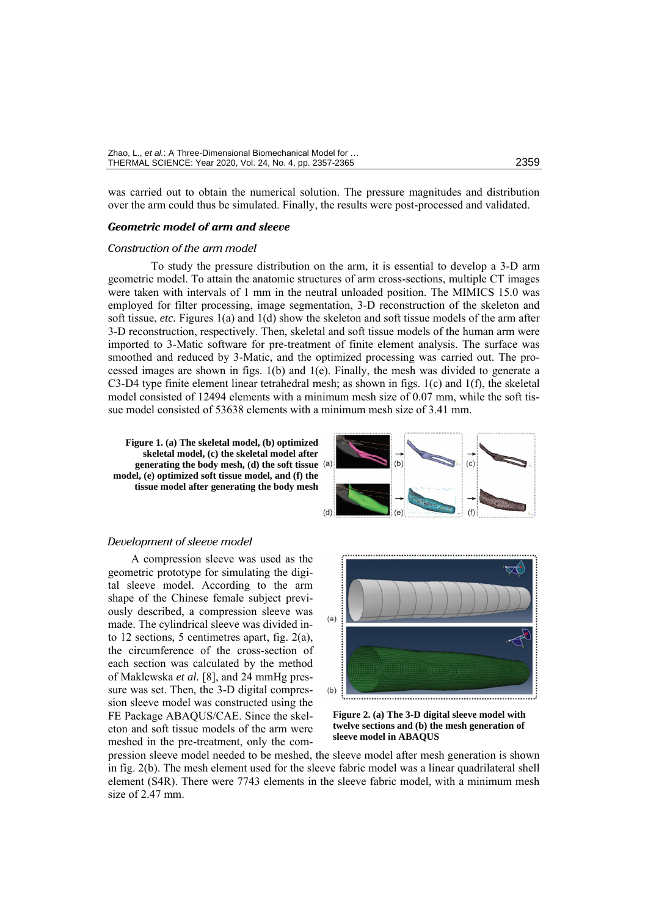was carried out to obtain the numerical solution. The pressure magnitudes and distribution over the arm could thus be simulated. Finally, the results were post-processed and validated.

### *Geometric model of arm and sleeve*

#### *Construction of the arm model*

To study the pressure distribution on the arm, it is essential to develop a 3-D arm geometric model. To attain the anatomic structures of arm cross-sections, multiple CT images were taken with intervals of 1 mm in the neutral unloaded position. The MIMICS 15.0 was employed for filter processing, image segmentation, 3-D reconstruction of the skeleton and soft tissue, *etc.* Figures 1(a) and 1(d) show the skeleton and soft tissue models of the arm after 3-D reconstruction, respectively. Then, skeletal and soft tissue models of the human arm were imported to 3-Matic software for pre-treatment of finite element analysis. The surface was smoothed and reduced by 3-Matic, and the optimized processing was carried out. The processed images are shown in figs. 1(b) and 1(e). Finally, the mesh was divided to generate a C3-D4 type finite element linear tetrahedral mesh; as shown in figs. 1(c) and 1(f), the skeletal model consisted of 12494 elements with a minimum mesh size of 0.07 mm, while the soft tissue model consisted of 53638 elements with a minimum mesh size of 3.41 mm.

**Figure 1. (a) The skeletal model, (b) optimized skeletal model, (c) the skeletal model after generating the body mesh, (d) the soft tissue model, (e) optimized soft tissue model, and (f) the tissue model after generating the body mesh**

#### *Development of sleeve model*

A compression sleeve was used as the geometric prototype for simulating the digital sleeve model. According to the arm shape of the Chinese female subject previously described, a compression sleeve was made. The cylindrical sleeve was divided into 12 sections, 5 centimetres apart, fig. 2(a), the circumference of the cross-section of each section was calculated by the method of Maklewska *et al.* [8], and 24 mmHg pressure was set. Then, the 3-D digital compression sleeve model was constructed using the FE Package ABAQUS/CAE. Since the skeleton and soft tissue models of the arm were meshed in the pre-treatment, only the compression sleeve model needed to be meshed, the sleeve model after mesh generation is shown in fig. 2(b). The mesh element used for the sleeve fabric model was a linear quadrilateral shell element (S4R). There were 7743 elements in the sleeve fabric model, with a minimum mesh size of 2.47 mm.

**Figure 2. (a) The 3-D digital sleeve model with twelve sections and (b) the mesh generation of sleeve model in ABAQUS**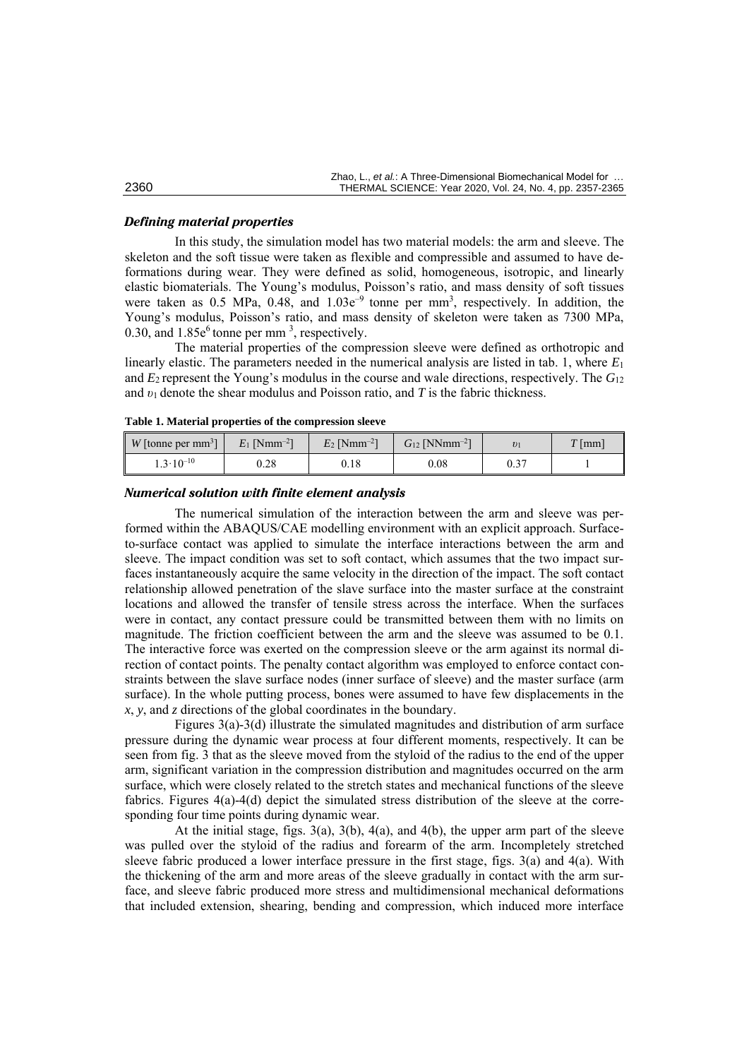### *Defining material properties*

In this study, the simulation model has two material models: the arm and sleeve. The skeleton and the soft tissue were taken as flexible and compressible and assumed to have deformations during wear. They were defined as solid, homogeneous, isotropic, and linearly elastic biomaterials. The Young's modulus, Poisson's ratio, and mass density of soft tissues were taken as 0.5 MPa, 0.48, and $1.03e^{-9}$ tonne per $mm^3$, respectively. In addition, the Young's modulus, Poisson's ratio, and mass density of skeleton were taken as 7300 MPa, 0.30, and $1.85e^6$ tonne per $mm^3$, respectively.

The material properties of the compression sleeve were defined as orthotropic and linearly elastic. The parameters needed in the numerical analysis are listed in tab. 1, where $E_1$ and $E_2$ represent the Young's modulus in the course and wale directions, respectively. The $G_{12}$ and $\upsilon_1$ denote the shear modulus and Poisson ratio, and $T$ is the fabric thickness.

**Table 1. Material properties of the compression sleeve**

| $W$ [tonne per $mm^3$] | $E_1$ [$Nmm^{-2}$] | $E_2$ [$Nmm^{-2}$] | $G_{12}$ [$NNmm^{-2}$] | $\upsilon_1$ | $T$ [mm] |
|---|---|---|---|---|---|
| $1.3 \cdot 10^{-10}$ | 0.28 | 0.18 | 0.08 | 0.37 | 1 |

### *Numerical solution with finite element analysis*

The numerical simulation of the interaction between the arm and sleeve was performed within the ABAQUS/CAE modelling environment with an explicit approach. Surface-to-surface contact was applied to simulate the interface interactions between the arm and sleeve. The impact condition was set to soft contact, which assumes that the two impact surfaces instantaneously acquire the same velocity in the direction of the impact. The soft contact relationship allowed penetration of the slave surface into the master surface at the constraint locations and allowed the transfer of tensile stress across the interface. When the surfaces were in contact, any contact pressure could be transmitted between them with no limits on magnitude. The friction coefficient between the arm and the sleeve was assumed to be 0.1. The interactive force was exerted on the compression sleeve or the arm against its normal direction of contact points. The penalty contact algorithm was employed to enforce contact constraints between the slave surface nodes (inner surface of sleeve) and the master surface (arm surface). In the whole putting process, bones were assumed to have few displacements in the $x$, $y$, and $z$ directions of the global coordinates in the boundary.

Figures 3(a)-3(d) illustrate the simulated magnitudes and distribution of arm surface pressure during the dynamic wear process at four different moments, respectively. It can be seen from fig. 3 that as the sleeve moved from the styloid of the radius to the end of the upper arm, significant variation in the compression distribution and magnitudes occurred on the arm surface, which were closely related to the stretch states and mechanical functions of the sleeve fabrics. Figures 4(a)-4(d) depict the simulated stress distribution of the sleeve at the corresponding four time points during dynamic wear.

At the initial stage, figs. 3(a), 3(b), 4(a), and 4(b), the upper arm part of the sleeve was pulled over the styloid of the radius and forearm of the arm. Incompletely stretched sleeve fabric produced a lower interface pressure in the first stage, figs. 3(a) and 4(a). With the thickening of the arm and more areas of the sleeve gradually in contact with the arm surface, and sleeve fabric produced more stress and multidimensional mechanical deformations that included extension, shearing, bending and compression, which induced more interface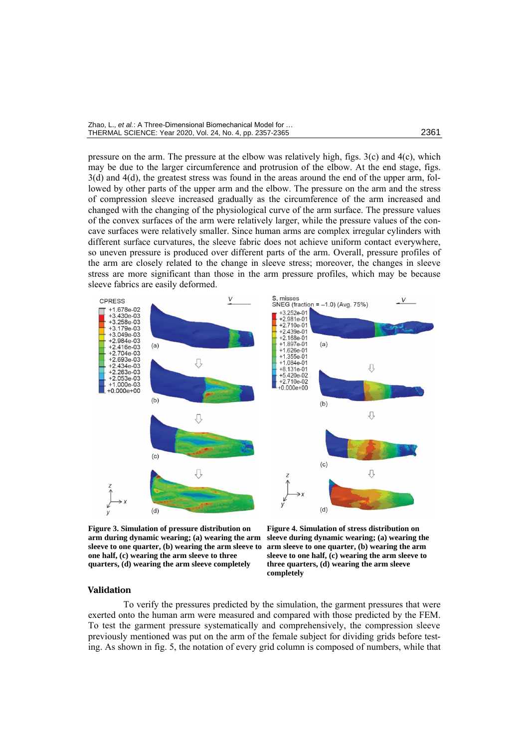pressure on the arm. The pressure at the elbow was relatively high, figs. 3(c) and 4(c), which may be due to the larger circumference and protrusion of the elbow. At the end stage, figs. 3(d) and 4(d), the greatest stress was found in the areas around the end of the upper arm, followed by other parts of the upper arm and the elbow. The pressure on the arm and the stress of compression sleeve increased gradually as the circumference of the arm increased and changed with the changing of the physiological curve of the arm surface. The pressure values of the convex surfaces of the arm were relatively larger, while the pressure values of the concave surfaces were relatively smaller. Since human arms are complex irregular cylinders with different surface curvatures, the sleeve fabric does not achieve uniform contact everywhere, so uneven pressure is produced over different parts of the arm. Overall, pressure profiles of the arm are closely related to the change in sleeve stress; moreover, the changes in sleeve stress are more significant than those in the arm pressure profiles, which may be because sleeve fabrics are easily deformed.

**Figure 3. Simulation of pressure distribution on arm during dynamic wearing; (a) wearing the arm sleeve to one quarter, (b) wearing the arm sleeve to one half, (c) wearing the arm sleeve to three quarters, (d) wearing the arm sleeve completely**

**Figure 4. Simulation of stress distribution on sleeve during dynamic wearing; (a) wearing the arm sleeve to one quarter, (b) wearing the arm sleeve to one half, (c) wearing the arm sleeve to three quarters, (d) wearing the arm sleeve completely**

### Validation

To verify the pressures predicted by the simulation, the garment pressures that were exerted onto the human arm were measured and compared with those predicted by the FEM. To test the garment pressure systematically and comprehensively, the compression sleeve previously mentioned was put on the arm of the female subject for dividing grids before testing. As shown in fig. 5, the notation of every grid column is composed of numbers, while that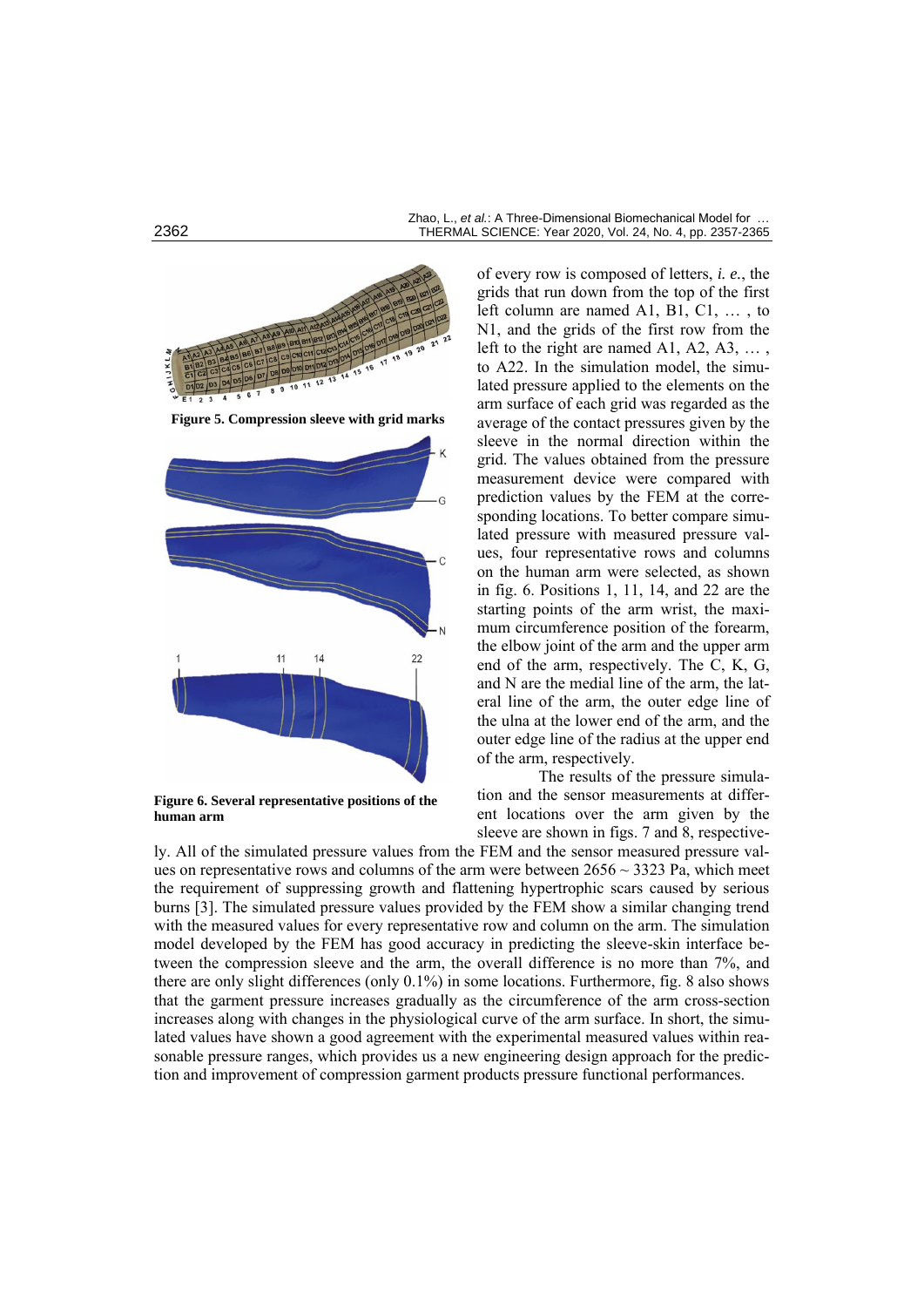Figure 5. Compression sleeve with grid marks

Figure 6. Several representative positions of the human arm

of every row is composed of letters, *i. e.*, the grids that run down from the top of the first left column are named A1, B1, C1, … , to N1, and the grids of the first row from the left to the right are named A1, A2, A3, … , to A22. In the simulation model, the simulated pressure applied to the elements on the arm surface of each grid was regarded as the average of the contact pressures given by the sleeve in the normal direction within the grid. The values obtained from the pressure measurement device were compared with prediction values by the FEM at the corresponding locations. To better compare simulated pressure with measured pressure values, four representative rows and columns on the human arm were selected, as shown in fig. 6. Positions 1, 11, 14, and 22 are the starting points of the arm wrist, the maximum circumference position of the forearm, the elbow joint of the arm and the upper arm end of the arm, respectively. The C, K, G, and N are the medial line of the arm, the lateral line of the arm, the outer edge line of the ulna at the lower end of the arm, and the outer edge line of the radius at the upper end of the arm, respectively.

The results of the pressure simulation and the sensor measurements at different locations over the arm given by the sleeve are shown in figs. 7 and 8, respectively. All of the simulated pressure values from the FEM and the sensor measured pressure values on representative rows and columns of the arm were between 2656 ~ 3323 Pa, which meet the requirement of suppressing growth and flattening hypertrophic scars caused by serious burns [3]. The simulated pressure values provided by the FEM show a similar changing trend with the measured values for every representative row and column on the arm. The simulation model developed by the FEM has good accuracy in predicting the sleeve-skin interface between the compression sleeve and the arm, the overall difference is no more than 7%, and there are only slight differences (only 0.1%) in some locations. Furthermore, fig. 8 also shows that the garment pressure increases gradually as the circumference of the arm cross-section increases along with changes in the physiological curve of the arm surface. In short, the simulated values have shown a good agreement with the experimental measured values within reasonable pressure ranges, which provides us a new engineering design approach for the prediction and improvement of compression garment products pressure functional performances.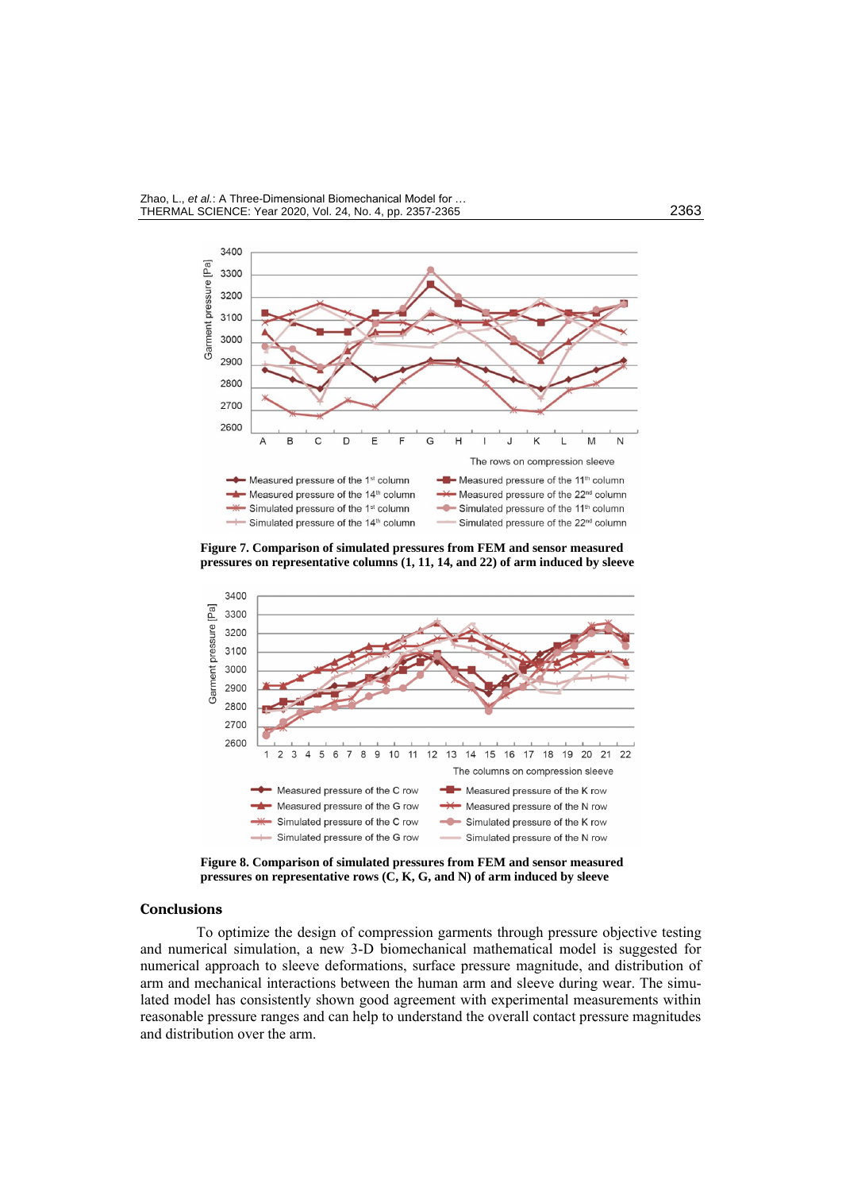Figure 7. Comparison of simulated pressures from FEM and sensor measured pressures on representative columns (1, 11, 14, and 22) of arm induced by sleeve

Figure 8. Comparison of simulated pressures from FEM and sensor measured pressures on representative rows (C, K, G, and N) of arm induced by sleeve

## Conclusions

To optimize the design of compression garments through pressure objective testing and numerical simulation, a new 3-D biomechanical mathematical model is suggested for numerical approach to sleeve deformations, surface pressure magnitude, and distribution of arm and mechanical interactions between the human arm and sleeve during wear. The simulated model has consistently shown good agreement with experimental measurements within reasonable pressure ranges and can help to understand the overall contact pressure magnitudes and distribution over the arm.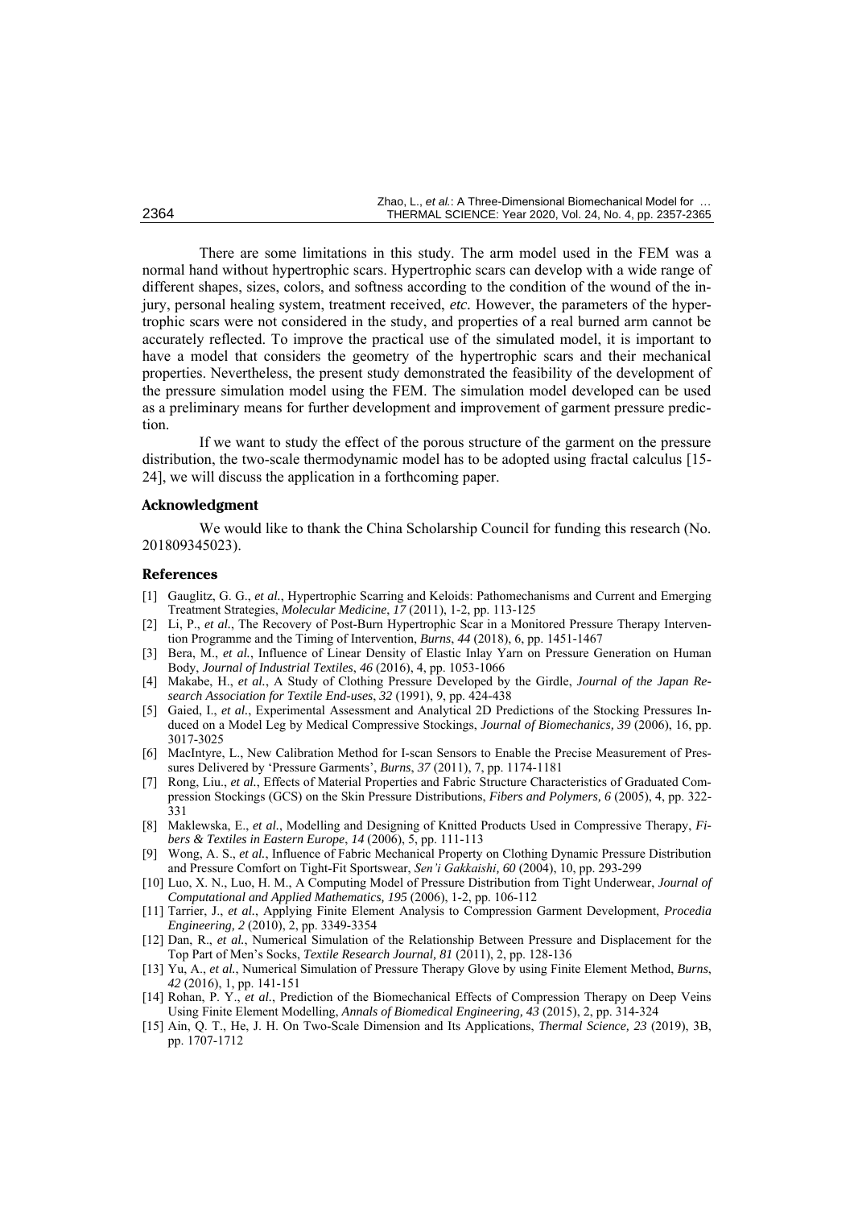There are some limitations in this study. The arm model used in the FEM was a normal hand without hypertrophic scars. Hypertrophic scars can develop with a wide range of different shapes, sizes, colors, and softness according to the condition of the wound of the injury, personal healing system, treatment received, *etc.* However, the parameters of the hypertrophic scars were not considered in the study, and properties of a real burned arm cannot be accurately reflected. To improve the practical use of the simulated model, it is important to have a model that considers the geometry of the hypertrophic scars and their mechanical properties. Nevertheless, the present study demonstrated the feasibility of the development of the pressure simulation model using the FEM. The simulation model developed can be used as a preliminary means for further development and improvement of garment pressure prediction.

If we want to study the effect of the porous structure of the garment on the pressure distribution, the two-scale thermodynamic model has to be adopted using fractal calculus [15-24], we will discuss the application in a forthcoming paper.

## Acknowledgment

We would like to thank the China Scholarship Council for funding this research (No. 201809345023).

## References

- [1] Gauglitz, G. G., *et al.*, Hypertrophic Scarring and Keloids: Pathomechanisms and Current and Emerging Treatment Strategies, *Molecular Medicine*, *17* (2011), 1-2, pp. 113-125
- [2] Li, P., *et al.*, The Recovery of Post-Burn Hypertrophic Scar in a Monitored Pressure Therapy Intervention Programme and the Timing of Intervention, *Burns*, *44* (2018), 6, pp. 1451-1467
- [3] Bera, M., *et al.*, Influence of Linear Density of Elastic Inlay Yarn on Pressure Generation on Human Body, *Journal of Industrial Textiles*, *46* (2016), 4, pp. 1053-1066
- [4] Makabe, H., *et al.*, A Study of Clothing Pressure Developed by the Girdle, *Journal of the Japan Research Association for Textile End-uses*, *32* (1991), 9, pp. 424-438
- [5] Gaied, I., *et al.*, Experimental Assessment and Analytical 2D Predictions of the Stocking Pressures Induced on a Model Leg by Medical Compressive Stockings, *Journal of Biomechanics, 39* (2006), 16, pp. 3017-3025
- [6] MacIntyre, L., New Calibration Method for I-scan Sensors to Enable the Precise Measurement of Pressures Delivered by 'Pressure Garments', *Burns*, *37* (2011), 7, pp. 1174-1181
- [7] Rong, Liu., *et al.*, Effects of Material Properties and Fabric Structure Characteristics of Graduated Compression Stockings (GCS) on the Skin Pressure Distributions, *Fibers and Polymers, 6* (2005), 4, pp. 322-331
- [8] Maklewska, E., *et al.*, Modelling and Designing of Knitted Products Used in Compressive Therapy, *Fibers & Textiles in Eastern Europe*, *14* (2006), 5, pp. 111-113
- [9] Wong, A. S., *et al.*, Influence of Fabric Mechanical Property on Clothing Dynamic Pressure Distribution and Pressure Comfort on Tight-Fit Sportswear, *Sen'i Gakkaishi, 60* (2004), 10, pp. 293-299
- [10] Luo, X. N., Luo, H. M., A Computing Model of Pressure Distribution from Tight Underwear, *Journal of Computational and Applied Mathematics, 195* (2006), 1-2, pp. 106-112
- [11] Tarrier, J., *et al.*, Applying Finite Element Analysis to Compression Garment Development, *Procedia Engineering, 2* (2010), 2, pp. 3349-3354
- [12] Dan, R., *et al.*, Numerical Simulation of the Relationship Between Pressure and Displacement for the Top Part of Men's Socks, *Textile Research Journal, 81* (2011), 2, pp. 128-136
- [13] Yu, A., *et al.*, Numerical Simulation of Pressure Therapy Glove by using Finite Element Method, *Burns*, *42* (2016), 1, pp. 141-151
- [14] Rohan, P. Y., *et al.*, Prediction of the Biomechanical Effects of Compression Therapy on Deep Veins Using Finite Element Modelling, *Annals of Biomedical Engineering, 43* (2015), 2, pp. 314-324
- [15] Ain, Q. T., He, J. H. On Two-Scale Dimension and Its Applications, *Thermal Science, 23* (2019), 3B, pp. 1707-1712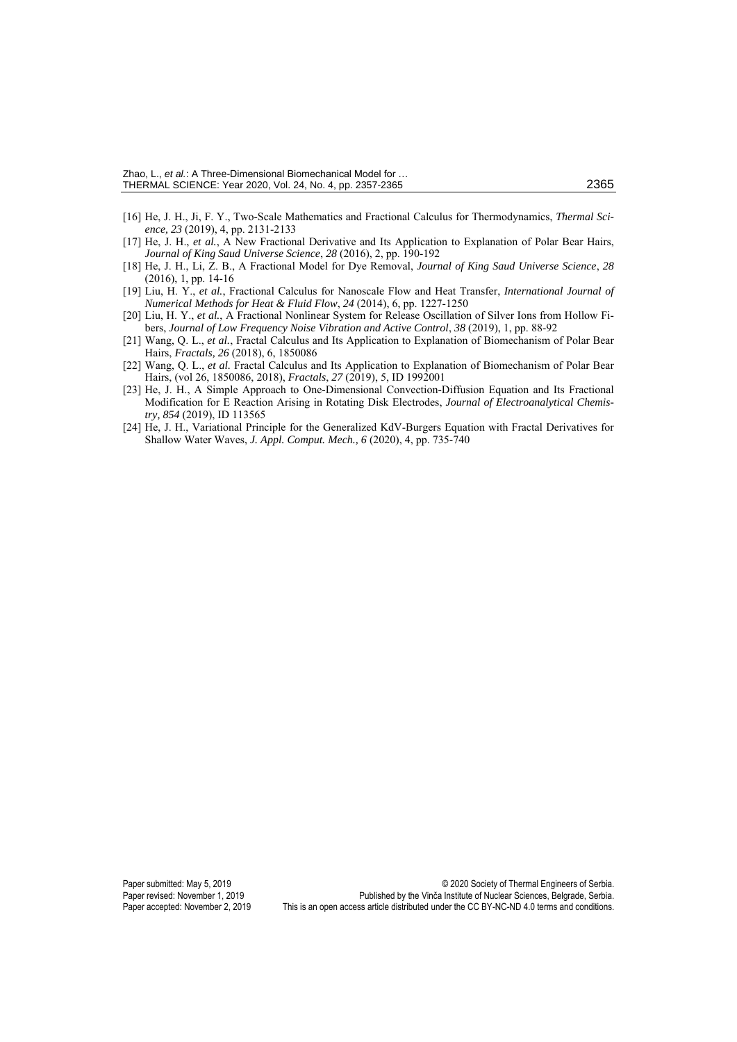[16] He, J. H., Ji, F. Y., Two-Scale Mathematics and Fractional Calculus for Thermodynamics, *Thermal Science, 23* (2019), 4, pp. 2131-2133

[17] He, J. H., *et al.*, A New Fractional Derivative and Its Application to Explanation of Polar Bear Hairs, *Journal of King Saud Universe Science*, *28* (2016), 2, pp. 190-192

[18] He, J. H., Li, Z. B., A Fractional Model for Dye Removal, *Journal of King Saud Universe Science*, *28* (2016), 1, pp. 14-16

[19] Liu, H. Y., *et al.*, Fractional Calculus for Nanoscale Flow and Heat Transfer, *International Journal of Numerical Methods for Heat & Fluid Flow*, *24* (2014), 6, pp. 1227-1250

[20] Liu, H. Y., *et al.*, A Fractional Nonlinear System for Release Oscillation of Silver Ions from Hollow Fibers, *Journal of Low Frequency Noise Vibration and Active Control*, *38* (2019), 1, pp. 88-92

[21] Wang, Q. L., *et al.*, Fractal Calculus and Its Application to Explanation of Biomechanism of Polar Bear Hairs, *Fractals, 26* (2018), 6, 1850086

[22] Wang, Q. L., *et al.* Fractal Calculus and Its Application to Explanation of Biomechanism of Polar Bear Hairs, (vol 26, 1850086, 2018), *Fractals*, *27* (2019), 5, ID 1992001

[23] He, J. H., A Simple Approach to One-Dimensional Convection-Diffusion Equation and Its Fractional Modification for E Reaction Arising in Rotating Disk Electrodes, *Journal of Electroanalytical Chemistry, 854* (2019), ID 113565

[24] He, J. H., Variational Principle for the Generalized KdV-Burgers Equation with Fractal Derivatives for Shallow Water Waves, *J. Appl. Comput. Mech., 6* (2020), 4, pp. 735-740

Paper submitted: May 5, 2019
Paper revised: November 1, 2019
Paper accepted: November 2, 2019

© 2020 Society of Thermal Engineers of Serbia.
Published by the Vinča Institute of Nuclear Sciences, Belgrade, Serbia.
This is an open access article distributed under the CC BY-NC-ND 4.0 terms and conditions.